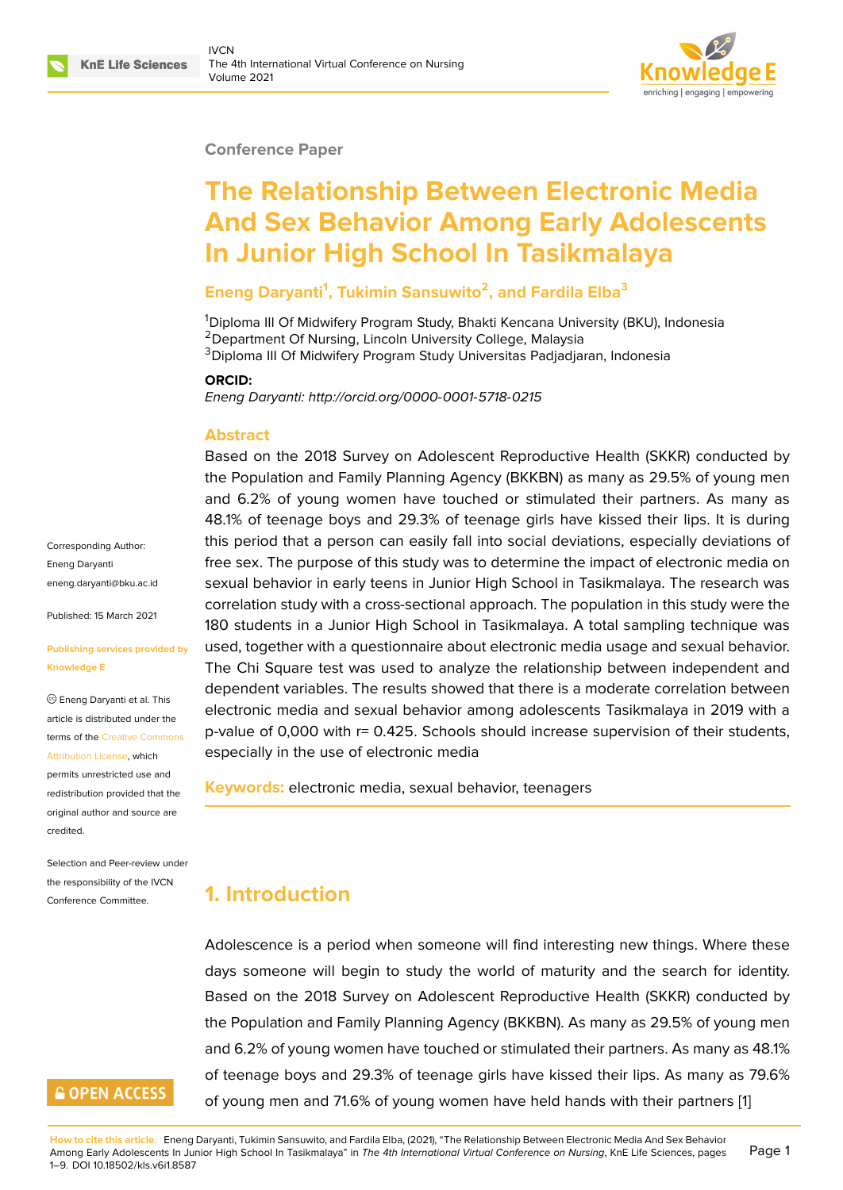Conference Paper

# The Relationship Between Electronic Media And Sex Behavior Among Early Adolescents In Junior High School In Tasikmalaya

**Eneng Daryanti[1], Tukimin Sansuwito[2], and Fardila Elba[3]**

[1]Diploma III Of Midwifery Program Study, Bhakti Kencana University (BKU), Indonesia
[2]Department Of Nursing, Lincoln University College, Malaysia
[3]Diploma III Of Midwifery Program Study Universitas Padjadjaran, Indonesia

**ORCID:**
*Eneng Daryanti: http://orcid.org/0000-0001-5718-0215*

Corresponding Author: Eneng Daryanti eneng.daryanti@bku.ac.id

Published: 15 March 2021

Publishing services provided by Knowledge E

© Eneng Daryanti et al. This article is distributed under the terms of the Creative Commons Attribution License, which permits unrestricted use and redistribution provided that the original author and source are credited.

Selection and Peer-review under the responsibility of the IVCN Conference Committee.

## Abstract

Based on the 2018 Survey on Adolescent Reproductive Health (SKKR) conducted by the Population and Family Planning Agency (BKKBN) as many as 29.5% of young men and 6.2% of young women have touched or stimulated their partners. As many as 48.1% of teenage boys and 29.3% of teenage girls have kissed their lips. It is during this period that a person can easily fall into social deviations, especially deviations of free sex. The purpose of this study was to determine the impact of electronic media on sexual behavior in early teens in Junior High School in Tasikmalaya. The research was correlation study with a cross-sectional approach. The population in this study were the 180 students in a Junior High School in Tasikmalaya. A total sampling technique was used, together with a questionnaire about electronic media usage and sexual behavior. The Chi Square test was used to analyze the relationship between independent and dependent variables. The results showed that there is a moderate correlation between electronic media and sexual behavior among adolescents Tasikmalaya in 2019 with a p-value of 0,000 with r= 0.425. Schools should increase supervision of their students, especially in the use of electronic media

**Keywords:** electronic media, sexual behavior, teenagers

## 1. Introduction

Adolescence is a period when someone will find interesting new things. Where these days someone will begin to study the world of maturity and the search for identity. Based on the 2018 Survey on Adolescent Reproductive Health (SKKR) conducted by the Population and Family Planning Agency (BKKBN). As many as 29.5% of young men and 6.2% of young women have touched or stimulated their partners. As many as 48.1% of teenage boys and 29.3% of teenage girls have kissed their lips. As many as 79.6% of young men and 71.6% of young women have held hands with their partners [1]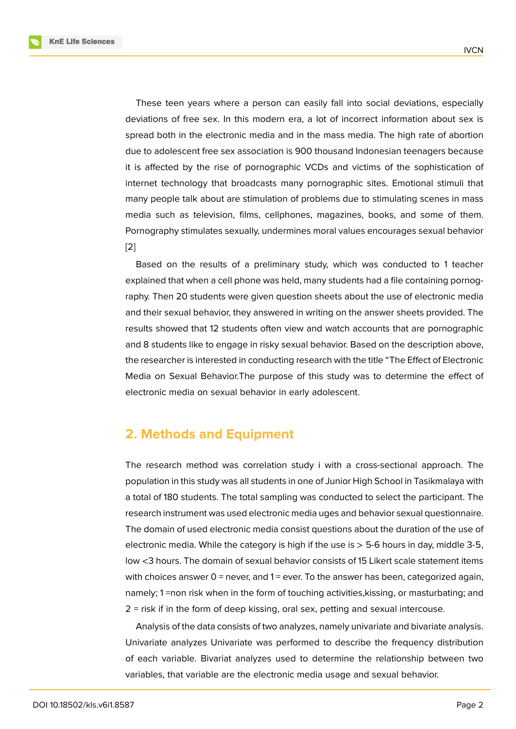These teen years where a person can easily fall into social deviations, especially deviations of free sex. In this modern era, a lot of incorrect information about sex is spread both in the electronic media and in the mass media. The high rate of abortion due to adolescent free sex association is 900 thousand Indonesian teenagers because it is affected by the rise of pornographic VCDs and victims of the sophistication of internet technology that broadcasts many pornographic sites. Emotional stimuli that many people talk about are stimulation of problems due to stimulating scenes in mass media such as television, films, cellphones, magazines, books, and some of them. Pornography stimulates sexually, undermines moral values encourages sexual behavior [2]

Based on the results of a preliminary study, which was conducted to 1 teacher explained that when a cell phone was held, many students had a file containing pornography. Then 20 students were given question sheets about the use of electronic media and their sexual behavior, they answered in writing on the answer sheets provided. The results showed that 12 students often view and watch accounts that are pornographic and 8 students like to engage in risky sexual behavior. Based on the description above, the researcher is interested in conducting research with the title "The Effect of Electronic Media on Sexual Behavior.The purpose of this study was to determine the effect of electronic media on sexual behavior in early adolescent.

## 2. Methods and Equipment

The research method was correlation study i with a cross-sectional approach. The population in this study was all students in one of Junior High School in Tasikmalaya with a total of 180 students. The total sampling was conducted to select the participant. The research instrument was used electronic media uges and behavior sexual questionnaire. The domain of used electronic media consist questions about the duration of the use of electronic media. While the category is high if the use is > 5-6 hours in day, middle 3-5, low <3 hours. The domain of sexual behavior consists of 15 Likert scale statement items with choices answer 0 = never, and 1 = ever. To the answer has been, categorized again, namely; 1 =non risk when in the form of touching activities,kissing, or masturbating; and 2 = risk if in the form of deep kissing, oral sex, petting and sexual intercouse.

Analysis of the data consists of two analyzes, namely univariate and bivariate analysis. Univariate analyzes Univariate was performed to describe the frequency distribution of each variable. Bivariat analyzes used to determine the relationship between two variables, that variable are the electronic media usage and sexual behavior.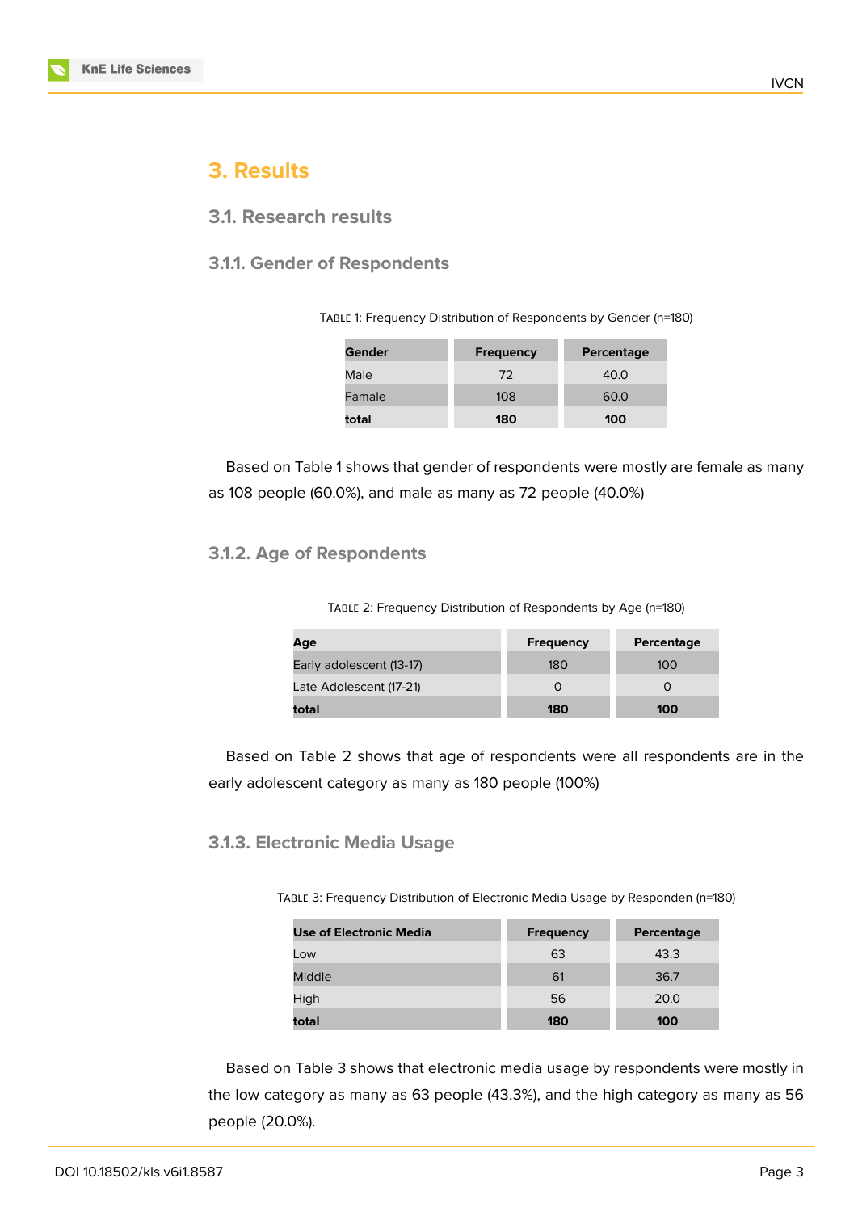# 3. Results

## 3.1. Research results

### 3.1.1. Gender of Respondents

Table 1: Frequency Distribution of Respondents by Gender (n=180)

| Gender | Frequency | Percentage |
|---|---|---|
| Male | 72 | 40.0 |
| Famale | 108 | 60.0 |
| **total** | **180** | **100** |

Based on Table 1 shows that gender of respondents were mostly are female as many as 108 people (60.0%), and male as many as 72 people (40.0%)

### 3.1.2. Age of Respondents

Table 2: Frequency Distribution of Respondents by Age (n=180)

| Age | Frequency | Percentage |
|---|---|---|
| Early adolescent (13-17) | 180 | 100 |
| Late Adolescent (17-21) | 0 | 0 |
| **total** | **180** | **100** |

Based on Table 2 shows that age of respondents were all respondents are in the early adolescent category as many as 180 people (100%)

### 3.1.3. Electronic Media Usage

Table 3: Frequency Distribution of Electronic Media Usage by Responden (n=180)

| Use of Electronic Media | Frequency | Percentage |
|---|---|---|
| Low | 63 | 43.3 |
| Middle | 61 | 36.7 |
| High | 56 | 20.0 |
| **total** | **180** | **100** |

Based on Table 3 shows that electronic media usage by respondents were mostly in the low category as many as 63 people (43.3%), and the high category as many as 56 people (20.0%).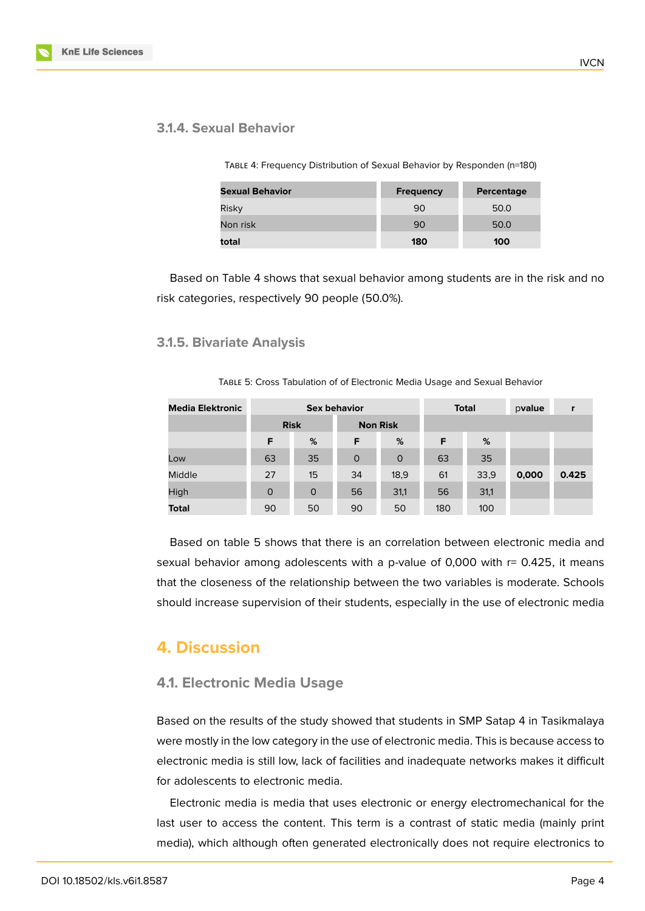### 3.1.4. Sexual Behavior

Table 4: Frequency Distribution of Sexual Behavior by Responden (n=180)

| Sexual Behavior | Frequency | Percentage |
|---|---|---|
| Risky | 90 | 50.0 |
| Non risk | 90 | 50.0 |
| **total** | **180** | **100** |

Based on Table 4 shows that sexual behavior among students are in the risk and no risk categories, respectively 90 people (50.0%).

### 3.1.5. Bivariate Analysis

Table 5: Cross Tabulation of of Electronic Media Usage and Sexual Behavior

| Media Elektronic | Sex behavior | | | | Total | | pvalue | r |
|---|---|---|---|---|---|---|---|---|
| | Risk | | Non Risk | | | | | |
| | F | % | F | % | F | % | | |
| Low | 63 | 35 | 0 | 0 | 63 | 35 | | |
| Middle | 27 | 15 | 34 | 18,9 | 61 | 33,9 | **0,000** | **0.425** |
| High | 0 | 0 | 56 | 31,1 | 56 | 31,1 | | |
| **Total** | 90 | 50 | 90 | 50 | 180 | 100 | | |

Based on table 5 shows that there is an correlation between electronic media and sexual behavior among adolescents with a p-value of 0,000 with r= 0.425, it means that the closeness of the relationship between the two variables is moderate. Schools should increase supervision of their students, especially in the use of electronic media

## 4. Discussion

### 4.1. Electronic Media Usage

Based on the results of the study showed that students in SMP Satap 4 in Tasikmalaya were mostly in the low category in the use of electronic media. This is because access to electronic media is still low, lack of facilities and inadequate networks makes it difficult for adolescents to electronic media.

Electronic media is media that uses electronic or energy electromechanical for the last user to access the content. This term is a contrast of static media (mainly print media), which although often generated electronically does not require electronics to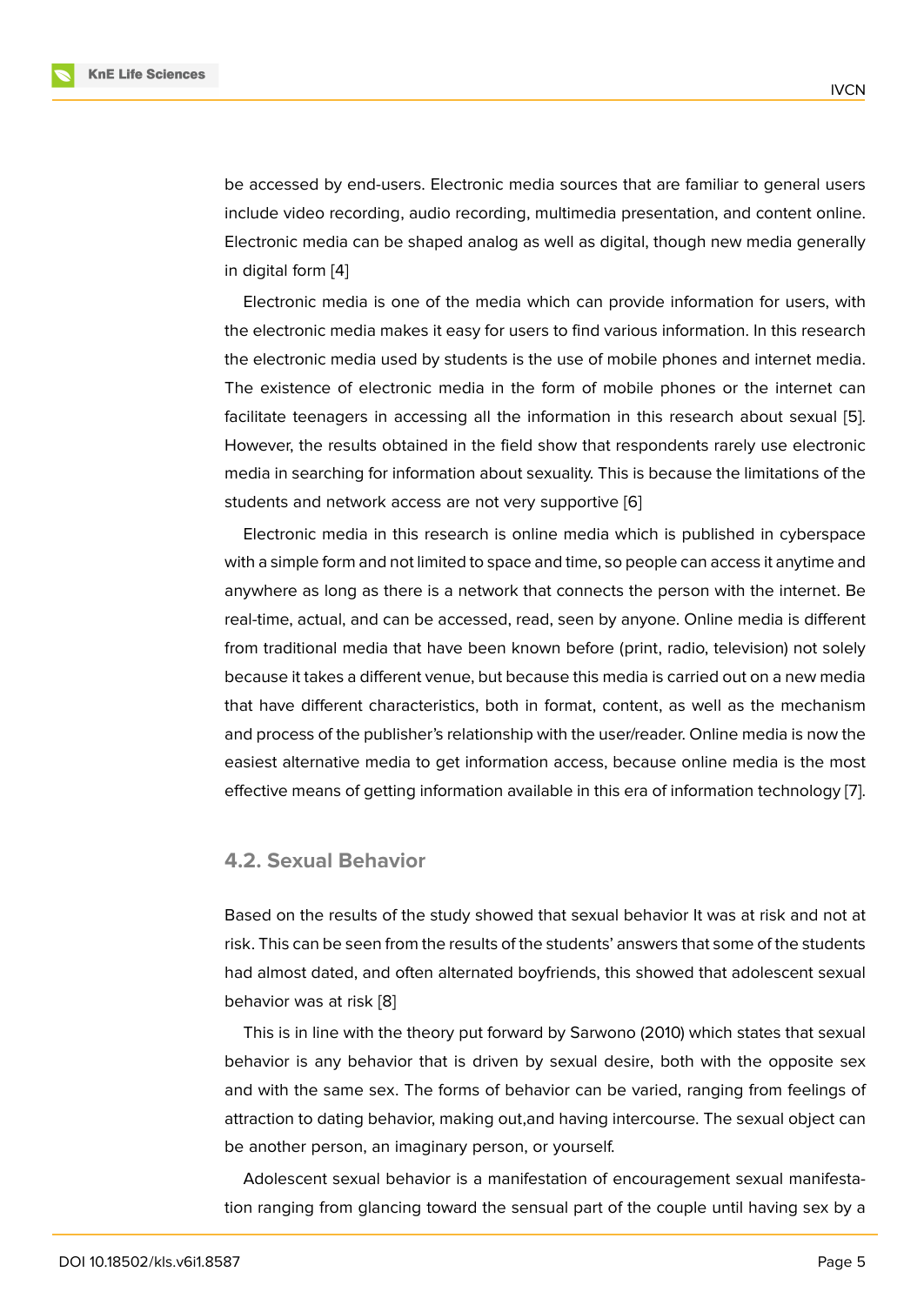be accessed by end-users. Electronic media sources that are familiar to general users include video recording, audio recording, multimedia presentation, and content online. Electronic media can be shaped analog as well as digital, though new media generally in digital form [4]

Electronic media is one of the media which can provide information for users, with the electronic media makes it easy for users to find various information. In this research the electronic media used by students is the use of mobile phones and internet media. The existence of electronic media in the form of mobile phones or the internet can facilitate teenagers in accessing all the information in this research about sexual [5]. However, the results obtained in the field show that respondents rarely use electronic media in searching for information about sexuality. This is because the limitations of the students and network access are not very supportive [6]

Electronic media in this research is online media which is published in cyberspace with a simple form and not limited to space and time, so people can access it anytime and anywhere as long as there is a network that connects the person with the internet. Be real-time, actual, and can be accessed, read, seen by anyone. Online media is different from traditional media that have been known before (print, radio, television) not solely because it takes a different venue, but because this media is carried out on a new media that have different characteristics, both in format, content, as well as the mechanism and process of the publisher's relationship with the user/reader. Online media is now the easiest alternative media to get information access, because online media is the most effective means of getting information available in this era of information technology [7].

### 4.2. Sexual Behavior

Based on the results of the study showed that sexual behavior It was at risk and not at risk. This can be seen from the results of the students' answers that some of the students had almost dated, and often alternated boyfriends, this showed that adolescent sexual behavior was at risk [8]

This is in line with the theory put forward by Sarwono (2010) which states that sexual behavior is any behavior that is driven by sexual desire, both with the opposite sex and with the same sex. The forms of behavior can be varied, ranging from feelings of attraction to dating behavior, making out,and having intercourse. The sexual object can be another person, an imaginary person, or yourself.

Adolescent sexual behavior is a manifestation of encouragement sexual manifestation ranging from glancing toward the sensual part of the couple until having sex by a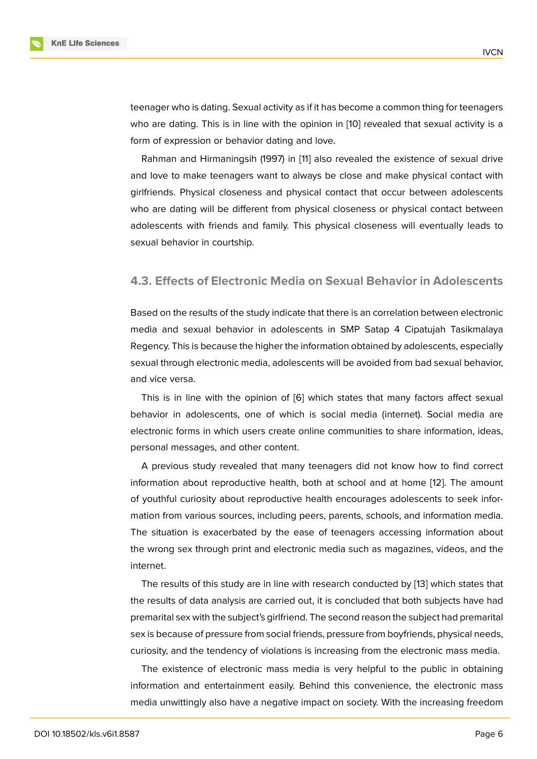teenager who is dating. Sexual activity as if it has become a common thing for teenagers who are dating. This is in line with the opinion in [10] revealed that sexual activity is a form of expression or behavior dating and love.

Rahman and Hirmaningsih (1997) in [11] also revealed the existence of sexual drive and love to make teenagers want to always be close and make physical contact with girlfriends. Physical closeness and physical contact that occur between adolescents who are dating will be different from physical closeness or physical contact between adolescents with friends and family. This physical closeness will eventually leads to sexual behavior in courtship.

### 4.3. Effects of Electronic Media on Sexual Behavior in Adolescents

Based on the results of the study indicate that there is an correlation between electronic media and sexual behavior in adolescents in SMP Satap 4 Cipatujah Tasikmalaya Regency. This is because the higher the information obtained by adolescents, especially sexual through electronic media, adolescents will be avoided from bad sexual behavior, and vice versa.

This is in line with the opinion of [6] which states that many factors affect sexual behavior in adolescents, one of which is social media (internet). Social media are electronic forms in which users create online communities to share information, ideas, personal messages, and other content.

A previous study revealed that many teenagers did not know how to find correct information about reproductive health, both at school and at home [12]. The amount of youthful curiosity about reproductive health encourages adolescents to seek information from various sources, including peers, parents, schools, and information media. The situation is exacerbated by the ease of teenagers accessing information about the wrong sex through print and electronic media such as magazines, videos, and the internet.

The results of this study are in line with research conducted by [13] which states that the results of data analysis are carried out, it is concluded that both subjects have had premarital sex with the subject's girlfriend. The second reason the subject had premarital sex is because of pressure from social friends, pressure from boyfriends, physical needs, curiosity, and the tendency of violations is increasing from the electronic mass media.

The existence of electronic mass media is very helpful to the public in obtaining information and entertainment easily. Behind this convenience, the electronic mass media unwittingly also have a negative impact on society. With the increasing freedom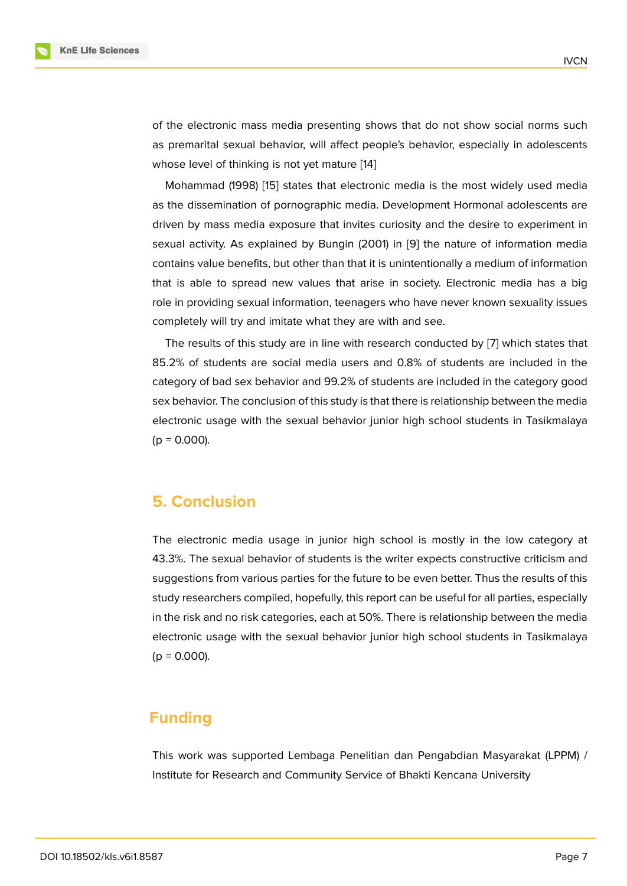of the electronic mass media presenting shows that do not show social norms such as premarital sexual behavior, will affect people's behavior, especially in adolescents whose level of thinking is not yet mature [14]

Mohammad (1998) [15] states that electronic media is the most widely used media as the dissemination of pornographic media. Development Hormonal adolescents are driven by mass media exposure that invites curiosity and the desire to experiment in sexual activity. As explained by Bungin (2001) in [9] the nature of information media contains value benefits, but other than that it is unintentionally a medium of information that is able to spread new values that arise in society. Electronic media has a big role in providing sexual information, teenagers who have never known sexuality issues completely will try and imitate what they are with and see.

The results of this study are in line with research conducted by [7] which states that 85.2% of students are social media users and 0.8% of students are included in the category of bad sex behavior and 99.2% of students are included in the category good sex behavior. The conclusion of this study is that there is relationship between the media electronic usage with the sexual behavior junior high school students in Tasikmalaya ($p = 0.000$).

## 5. Conclusion

The electronic media usage in junior high school is mostly in the low category at 43.3%. The sexual behavior of students is the writer expects constructive criticism and suggestions from various parties for the future to be even better. Thus the results of this study researchers compiled, hopefully, this report can be useful for all parties, especially in the risk and no risk categories, each at 50%. There is relationship between the media electronic usage with the sexual behavior junior high school students in Tasikmalaya ($p = 0.000$).

## Funding

This work was supported Lembaga Penelitian dan Pengabdian Masyarakat (LPPM) / Institute for Research and Community Service of Bhakti Kencana University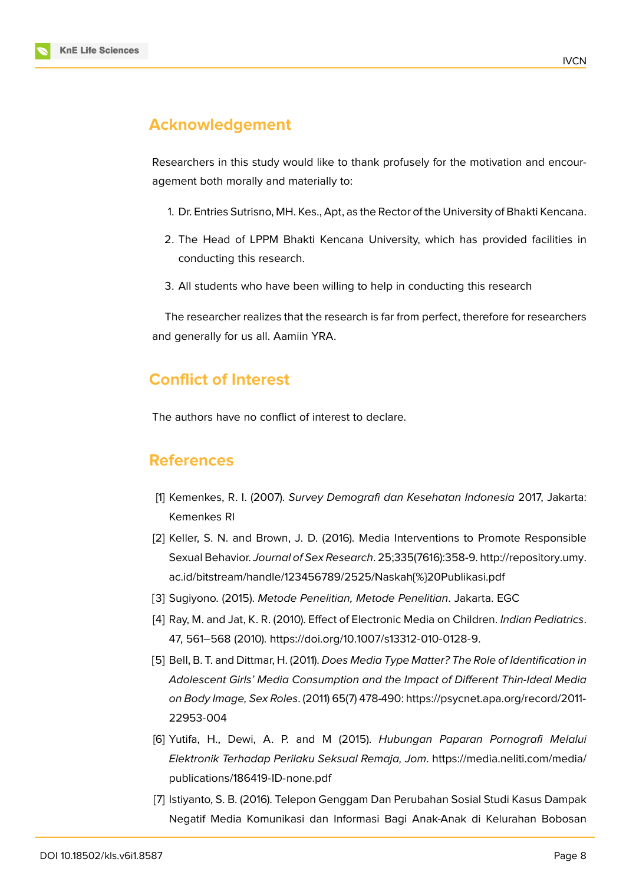## Acknowledgement

Researchers in this study would like to thank profusely for the motivation and encouragement both morally and materially to:

1. Dr. Entries Sutrisno, MH. Kes., Apt, as the Rector of the University of Bhakti Kencana.
2. The Head of LPPM Bhakti Kencana University, which has provided facilities in conducting this research.
3. All students who have been willing to help in conducting this research

The researcher realizes that the research is far from perfect, therefore for researchers and generally for us all. Aamiin YRA.

## Conflict of Interest

The authors have no conflict of interest to declare.

## References

[1] Kemenkes, R. I. (2007). *Survey Demografi dan Kesehatan Indonesia* 2017, Jakarta: Kemenkes RI

[2] Keller, S. N. and Brown, J. D. (2016). Media Interventions to Promote Responsible Sexual Behavior. *Journal of Sex Research*. 25;335(7616):358-9. http://repository.umy.ac.id/bitstream/handle/123456789/2525/Naskah{%}20Publikasi.pdf

[3] Sugiyono. (2015). *Metode Penelitian, Metode Penelitian*. Jakarta. EGC

[4] Ray, M. and Jat, K. R. (2010). Effect of Electronic Media on Children. *Indian Pediatrics*. 47, 561–568 (2010). https://doi.org/10.1007/s13312-010-0128-9.

[5] Bell, B. T. and Dittmar, H. (2011). *Does Media Type Matter? The Role of Identification in Adolescent Girls' Media Consumption and the Impact of Different Thin-Ideal Media on Body Image, Sex Roles*. (2011) 65(7) 478-490: https://psycnet.apa.org/record/2011-22953-004

[6] Yutifa, H., Dewi, A. P. and M (2015). *Hubungan Paparan Pornografi Melalui Elektronik Terhadap Perilaku Seksual Remaja, Jom*. https://media.neliti.com/media/publications/186419-ID-none.pdf

[7] Istiyanto, S. B. (2016). Telepon Genggam Dan Perubahan Sosial Studi Kasus Dampak Negatif Media Komunikasi dan Informasi Bagi Anak-Anak di Kelurahan Bobosan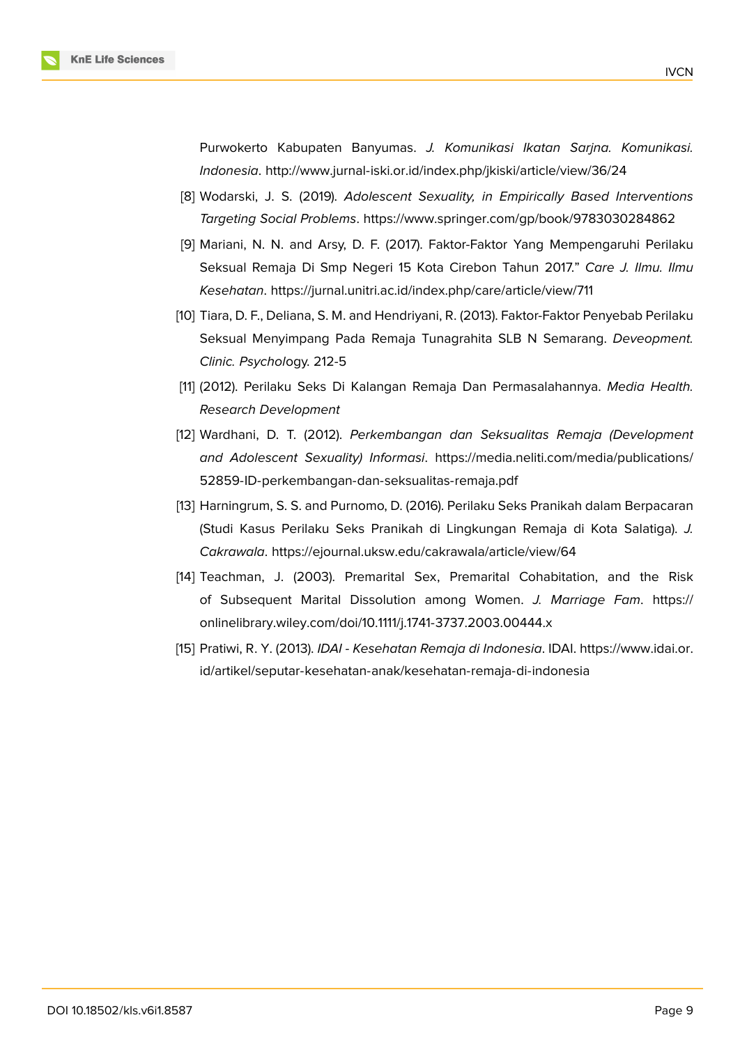Purwokerto Kabupaten Banyumas. *J. Komunikasi Ikatan Sarjna. Komunikasi. Indonesia*. http://www.jurnal-iski.or.id/index.php/jkiski/article/view/36/24

[8] Wodarski, J. S. (2019). *Adolescent Sexuality, in Empirically Based Interventions Targeting Social Problems*. https://www.springer.com/gp/book/9783030284862

[9] Mariani, N. N. and Arsy, D. F. (2017). Faktor-Faktor Yang Mempengaruhi Perilaku Seksual Remaja Di Smp Negeri 15 Kota Cirebon Tahun 2017." *Care J. Ilmu. Ilmu Kesehatan*. https://jurnal.unitri.ac.id/index.php/care/article/view/711

[10] Tiara, D. F., Deliana, S. M. and Hendriyani, R. (2013). Faktor-Faktor Penyebab Perilaku Seksual Menyimpang Pada Remaja Tunagrahita SLB N Semarang. *Deveopment. Clinic. Psychol*ogy. 212-5

[11] (2012). Perilaku Seks Di Kalangan Remaja Dan Permasalahannya. *Media Health. Research Development*

[12] Wardhani, D. T. (2012). *Perkembangan dan Seksualitas Remaja (Development and Adolescent Sexuality) Informasi*. https://media.neliti.com/media/publications/52859-ID-perkembangan-dan-seksualitas-remaja.pdf

[13] Harningrum, S. S. and Purnomo, D. (2016). Perilaku Seks Pranikah dalam Berpacaran (Studi Kasus Perilaku Seks Pranikah di Lingkungan Remaja di Kota Salatiga). *J. Cakrawala*. https://ejournal.uksw.edu/cakrawala/article/view/64

[14] Teachman, J. (2003). Premarital Sex, Premarital Cohabitation, and the Risk of Subsequent Marital Dissolution among Women. *J. Marriage Fam*. https://onlinelibrary.wiley.com/doi/10.1111/j.1741-3737.2003.00444.x

[15] Pratiwi, R. Y. (2013). *IDAI - Kesehatan Remaja di Indonesia*. IDAI. https://www.idai.or.id/artikel/seputar-kesehatan-anak/kesehatan-remaja-di-indonesia